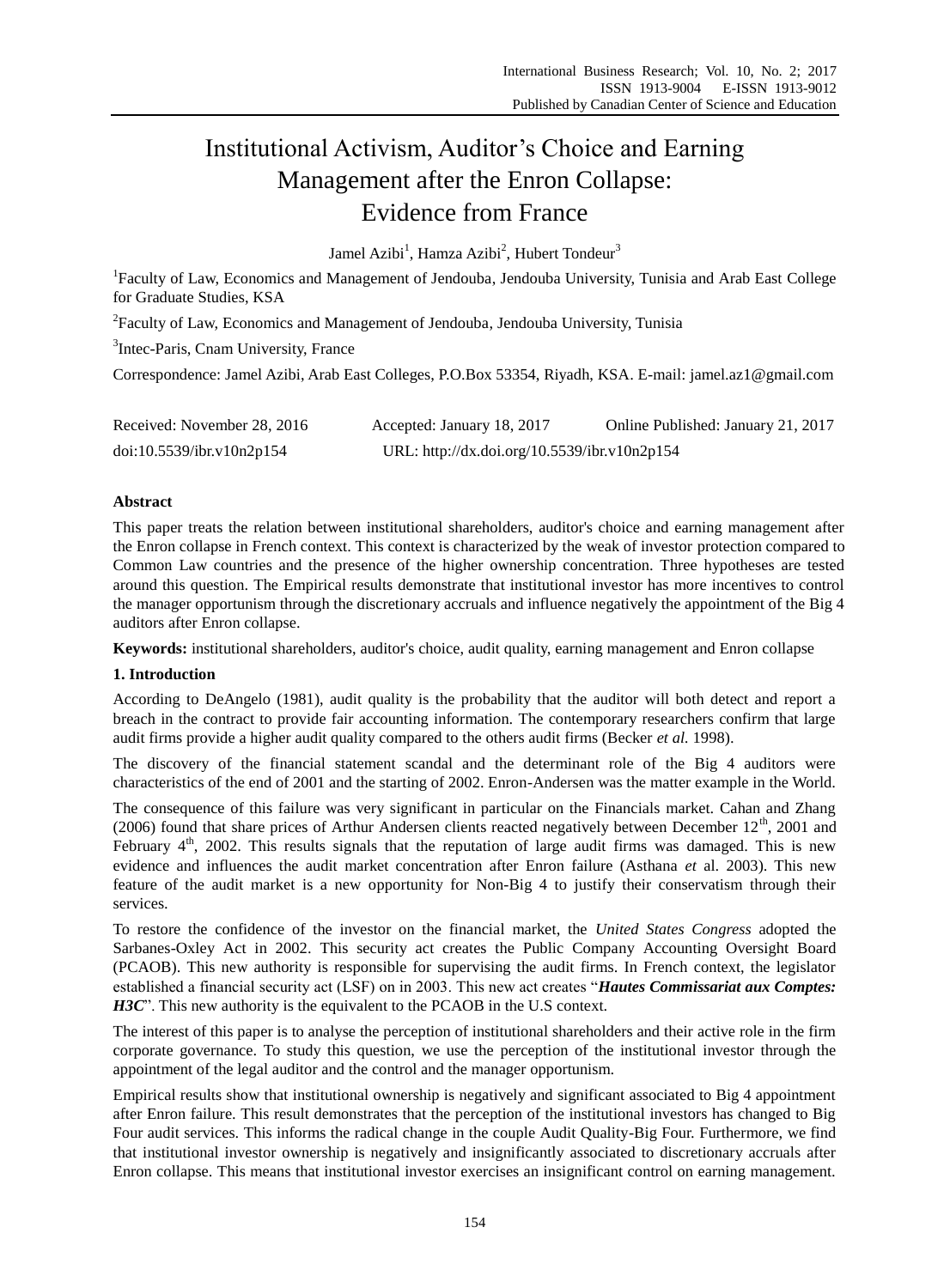# Institutional Activism, Auditor's Choice and Earning Management after the Enron Collapse: Evidence from France

Jamel Azibi[1], Hamza Azibi[2], Hubert Tondeur[3]

[1]Faculty of Law, Economics and Management of Jendouba, Jendouba University, Tunisia and Arab East College for Graduate Studies, KSA

[2]Faculty of Law, Economics and Management of Jendouba, Jendouba University, Tunisia

[3]Intec-Paris, Cnam University, France

Correspondence: Jamel Azibi, Arab East Colleges, P.O.Box 53354, Riyadh, KSA. E-mail: jamel.az1@gmail.com

Received: November 28, 2016 Accepted: January 18, 2017 Online Published: January 21, 2017

doi:10.5539/ibr.v10n2p154 URL: http://dx.doi.org/10.5539/ibr.v10n2p154

## Abstract

This paper treats the relation between institutional shareholders, auditor's choice and earning management after the Enron collapse in French context. This context is characterized by the weak of investor protection compared to Common Law countries and the presence of the higher ownership concentration. Three hypotheses are tested around this question. The Empirical results demonstrate that institutional investor has more incentives to control the manager opportunism through the discretionary accruals and influence negatively the appointment of the Big 4 auditors after Enron collapse.

**Keywords:** institutional shareholders, auditor's choice, audit quality, earning management and Enron collapse

## 1. Introduction

According to DeAngelo (1981), audit quality is the probability that the auditor will both detect and report a breach in the contract to provide fair accounting information. The contemporary researchers confirm that large audit firms provide a higher audit quality compared to the others audit firms (Becker *et al.* 1998).

The discovery of the financial statement scandal and the determinant role of the Big 4 auditors were characteristics of the end of 2001 and the starting of 2002. Enron-Andersen was the matter example in the World.

The consequence of this failure was very significant in particular on the Financials market. Cahan and Zhang (2006) found that share prices of Arthur Andersen clients reacted negatively between December 12th, 2001 and February 4th, 2002. This results signals that the reputation of large audit firms was damaged. This is new evidence and influences the audit market concentration after Enron failure (Asthana *et* al. 2003). This new feature of the audit market is a new opportunity for Non-Big 4 to justify their conservatism through their services.

To restore the confidence of the investor on the financial market, the *United States Congress* adopted the Sarbanes-Oxley Act in 2002. This security act creates the Public Company Accounting Oversight Board (PCAOB). This new authority is responsible for supervising the audit firms. In French context, the legislator established a financial security act (LSF) on in 2003. This new act creates "***Hautes Commissariat aux Comptes: H3C***". This new authority is the equivalent to the PCAOB in the U.S context.

The interest of this paper is to analyse the perception of institutional shareholders and their active role in the firm corporate governance. To study this question, we use the perception of the institutional investor through the appointment of the legal auditor and the control and the manager opportunism.

Empirical results show that institutional ownership is negatively and significant associated to Big 4 appointment after Enron failure. This result demonstrates that the perception of the institutional investors has changed to Big Four audit services. This informs the radical change in the couple Audit Quality-Big Four. Furthermore, we find that institutional investor ownership is negatively and insignificantly associated to discretionary accruals after Enron collapse. This means that institutional investor exercises an insignificant control on earning management.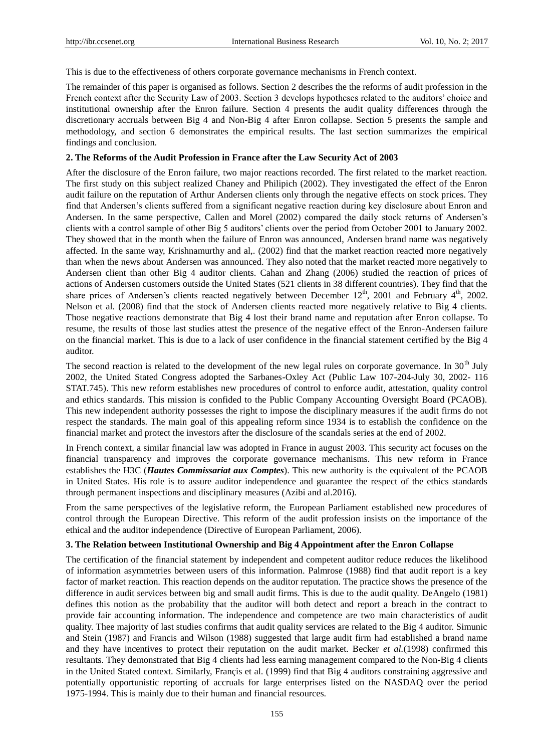This is due to the effectiveness of others corporate governance mechanisms in French context.

The remainder of this paper is organised as follows. Section 2 describes the the reforms of audit profession in the French context after the Security Law of 2003. Section 3 develops hypotheses related to the auditors' choice and institutional ownership after the Enron failure. Section 4 presents the audit quality differences through the discretionary accruals between Big 4 and Non-Big 4 after Enron collapse. Section 5 presents the sample and methodology, and section 6 demonstrates the empirical results. The last section summarizes the empirical findings and conclusion.

## 2. The Reforms of the Audit Profession in France after the Law Security Act of 2003

After the disclosure of the Enron failure, two major reactions recorded. The first related to the market reaction. The first study on this subject realized Chaney and Philipich (2002). They investigated the effect of the Enron audit failure on the reputation of Arthur Andersen clients only through the negative effects on stock prices. They find that Andersen's clients suffered from a significant negative reaction during key disclosure about Enron and Andersen. In the same perspective, Callen and Morel (2002) compared the daily stock returns of Andersen's clients with a control sample of other Big 5 auditors' clients over the period from October 2001 to January 2002. They showed that in the month when the failure of Enron was announced, Andersen brand name was negatively affected. In the same way, Krishnamurthy and al,. (2002) find that the market reaction reacted more negatively than when the news about Andersen was announced. They also noted that the market reacted more negatively to Andersen client than other Big 4 auditor clients. Cahan and Zhang (2006) studied the reaction of prices of actions of Andersen customers outside the United States (521 clients in 38 different countries). They find that the share prices of Andersen's clients reacted negatively between December 12th, 2001 and February 4th, 2002. Nelson et al. (2008) find that the stock of Andersen clients reacted more negatively relative to Big 4 clients. Those negative reactions demonstrate that Big 4 lost their brand name and reputation after Enron collapse. To resume, the results of those last studies attest the presence of the negative effect of the Enron-Andersen failure on the financial market. This is due to a lack of user confidence in the financial statement certified by the Big 4 auditor.

The second reaction is related to the development of the new legal rules on corporate governance. In 30th July 2002, the United Stated Congress adopted the Sarbanes-Oxley Act (Public Law 107-204-July 30, 2002- 116 STAT.745). This new reform establishes new procedures of control to enforce audit, attestation, quality control and ethics standards. This mission is confided to the Public Company Accounting Oversight Board (PCAOB). This new independent authority possesses the right to impose the disciplinary measures if the audit firms do not respect the standards. The main goal of this appealing reform since 1934 is to establish the confidence on the financial market and protect the investors after the disclosure of the scandals series at the end of 2002.

In French context, a similar financial law was adopted in France in august 2003. This security act focuses on the financial transparency and improves the corporate governance mechanisms. This new reform in France establishes the H3C (***Hautes Commissariat aux Comptes***). This new authority is the equivalent of the PCAOB in United States. His role is to assure auditor independence and guarantee the respect of the ethics standards through permanent inspections and disciplinary measures (Azibi and al.2016).

From the same perspectives of the legislative reform, the European Parliament established new procedures of control through the European Directive. This reform of the audit profession insists on the importance of the ethical and the auditor independence (Directive of European Parliament, 2006).

## 3. The Relation between Institutional Ownership and Big 4 Appointment after the Enron Collapse

The certification of the financial statement by independent and competent auditor reduce reduces the likelihood of information asymmetries between users of this information. Palmrose (1988) find that audit report is a key factor of market reaction. This reaction depends on the auditor reputation. The practice shows the presence of the difference in audit services between big and small audit firms. This is due to the audit quality. DeAngelo (1981) defines this notion as the probability that the auditor will both detect and report a breach in the contract to provide fair accounting information. The independence and competence are two main characteristics of audit quality. Thee majority of last studies confirms that audit quality services are related to the Big 4 auditor. Simunic and Stein (1987) and Francis and Wilson (1988) suggested that large audit firm had established a brand name and they have incentives to protect their reputation on the audit market. Becker *et al.*(1998) confirmed this resultants. They demonstrated that Big 4 clients had less earning management compared to the Non-Big 4 clients in the United Stated context. Similarly, Françis et al. (1999) find that Big 4 auditors constraining aggressive and potentially opportunistic reporting of accruals for large enterprises listed on the NASDAQ over the period 1975-1994. This is mainly due to their human and financial resources.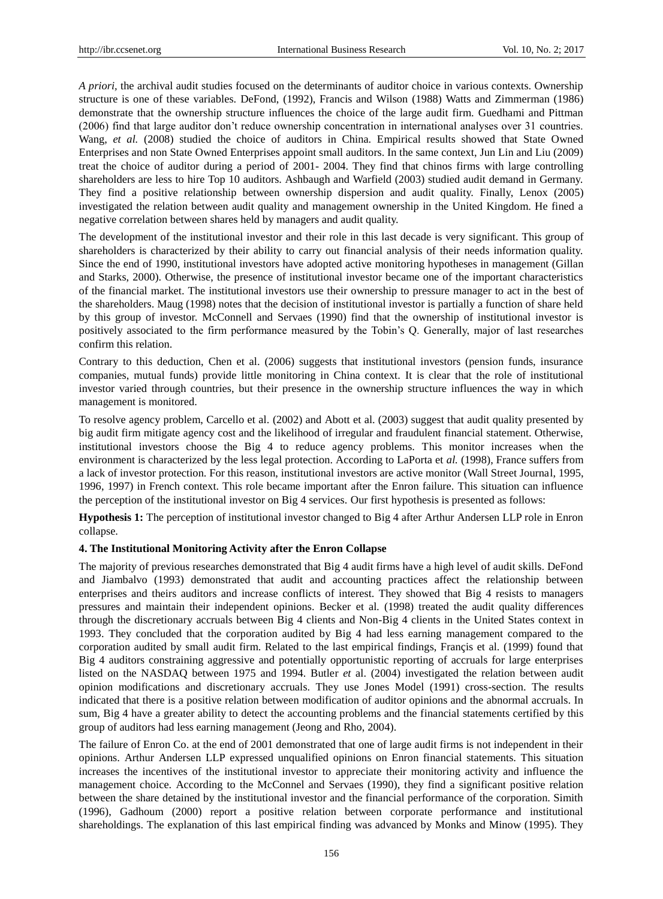*A priori*, the archival audit studies focused on the determinants of auditor choice in various contexts. Ownership structure is one of these variables. DeFond, (1992), Francis and Wilson (1988) Watts and Zimmerman (1986) demonstrate that the ownership structure influences the choice of the large audit firm. Guedhami and Pittman (2006) find that large auditor don't reduce ownership concentration in international analyses over 31 countries. Wang, *et al.* (2008) studied the choice of auditors in China. Empirical results showed that State Owned Enterprises and non State Owned Enterprises appoint small auditors. In the same context, Jun Lin and Liu (2009) treat the choice of auditor during a period of 2001- 2004. They find that chinos firms with large controlling shareholders are less to hire Top 10 auditors. Ashbaugh and Warfield (2003) studied audit demand in Germany. They find a positive relationship between ownership dispersion and audit quality. Finally, Lenox (2005) investigated the relation between audit quality and management ownership in the United Kingdom. He fined a negative correlation between shares held by managers and audit quality.

The development of the institutional investor and their role in this last decade is very significant. This group of shareholders is characterized by their ability to carry out financial analysis of their needs information quality. Since the end of 1990, institutional investors have adopted active monitoring hypotheses in management (Gillan and Starks, 2000). Otherwise, the presence of institutional investor became one of the important characteristics of the financial market. The institutional investors use their ownership to pressure manager to act in the best of the shareholders. Maug (1998) notes that the decision of institutional investor is partially a function of share held by this group of investor. McConnell and Servaes (1990) find that the ownership of institutional investor is positively associated to the firm performance measured by the Tobin's Q. Generally, major of last researches confirm this relation.

Contrary to this deduction, Chen et al. (2006) suggests that institutional investors (pension funds, insurance companies, mutual funds) provide little monitoring in China context. It is clear that the role of institutional investor varied through countries, but their presence in the ownership structure influences the way in which management is monitored.

To resolve agency problem, Carcello et al. (2002) and Abott et al. (2003) suggest that audit quality presented by big audit firm mitigate agency cost and the likelihood of irregular and fraudulent financial statement. Otherwise, institutional investors choose the Big 4 to reduce agency problems. This monitor increases when the environment is characterized by the less legal protection. According to LaPorta et *al.* (1998), France suffers from a lack of investor protection. For this reason, institutional investors are active monitor (Wall Street Journal, 1995, 1996, 1997) in French context. This role became important after the Enron failure. This situation can influence the perception of the institutional investor on Big 4 services. Our first hypothesis is presented as follows:

**Hypothesis 1:** The perception of institutional investor changed to Big 4 after Arthur Andersen LLP role in Enron collapse.

### 4. The Institutional Monitoring Activity after the Enron Collapse

The majority of previous researches demonstrated that Big 4 audit firms have a high level of audit skills. DeFond and Jiambalvo (1993) demonstrated that audit and accounting practices affect the relationship between enterprises and theirs auditors and increase conflicts of interest. They showed that Big 4 resists to managers pressures and maintain their independent opinions. Becker et al. (1998) treated the audit quality differences through the discretionary accruals between Big 4 clients and Non-Big 4 clients in the United States context in 1993. They concluded that the corporation audited by Big 4 had less earning management compared to the corporation audited by small audit firm. Related to the last empirical findings, Françis et al. (1999) found that Big 4 auditors constraining aggressive and potentially opportunistic reporting of accruals for large enterprises listed on the NASDAQ between 1975 and 1994. Butler *et* al. (2004) investigated the relation between audit opinion modifications and discretionary accruals. They use Jones Model (1991) cross-section. The results indicated that there is a positive relation between modification of auditor opinions and the abnormal accruals. In sum, Big 4 have a greater ability to detect the accounting problems and the financial statements certified by this group of auditors had less earning management (Jeong and Rho, 2004).

The failure of Enron Co. at the end of 2001 demonstrated that one of large audit firms is not independent in their opinions. Arthur Andersen LLP expressed unqualified opinions on Enron financial statements. This situation increases the incentives of the institutional investor to appreciate their monitoring activity and influence the management choice. According to the McConnel and Servaes (1990), they find a significant positive relation between the share detained by the institutional investor and the financial performance of the corporation. Simith (1996), Gadhoum (2000) report a positive relation between corporate performance and institutional shareholdings. The explanation of this last empirical finding was advanced by Monks and Minow (1995). They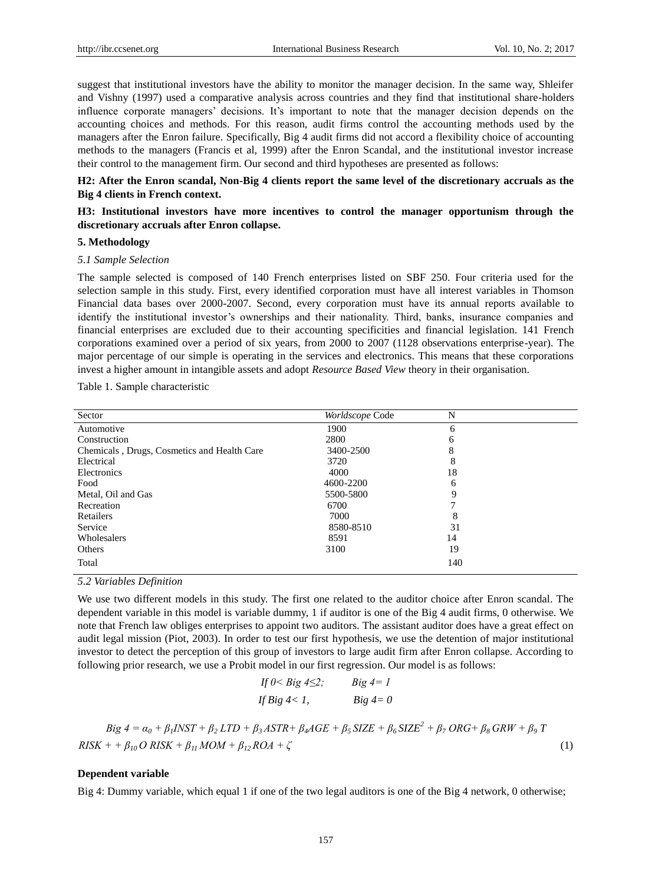suggest that institutional investors have the ability to monitor the manager decision. In the same way, Shleifer and Vishny (1997) used a comparative analysis across countries and they find that institutional share-holders influence corporate managers' decisions. It's important to note that the manager decision depends on the accounting choices and methods. For this reason, audit firms control the accounting methods used by the managers after the Enron failure. Specifically, Big 4 audit firms did not accord a flexibility choice of accounting methods to the managers (Francis et al, 1999) after the Enron Scandal, and the institutional investor increase their control to the management firm. Our second and third hypotheses are presented as follows:

**H2: After the Enron scandal, Non-Big 4 clients report the same level of the discretionary accruals as the Big 4 clients in French context.**

**H3: Institutional investors have more incentives to control the manager opportunism through the discretionary accruals after Enron collapse.**

## 5. Methodology

### *5.1 Sample Selection*

The sample selected is composed of 140 French enterprises listed on SBF 250. Four criteria used for the selection sample in this study. First, every identified corporation must have all interest variables in Thomson Financial data bases over 2000-2007. Second, every corporation must have its annual reports available to identify the institutional investor's ownerships and their nationality. Third, banks, insurance companies and financial enterprises are excluded due to their accounting specificities and financial legislation. 141 French corporations examined over a period of six years, from 2000 to 2007 (1128 observations enterprise-year). The major percentage of our simple is operating in the services and electronics. This means that these corporations invest a higher amount in intangible assets and adopt *Resource Based View* theory in their organisation.

Table 1. Sample characteristic

| Sector | *Worldscope* Code | N |
|---|---|---|
| Automotive | 1900 | 6 |
| Construction | 2800 | 6 |
| Chemicals , Drugs, Cosmetics and Health Care | 3400-2500 | 8 |
| Electrical | 3720 | 8 |
| Electronics | 4000 | 18 |
| Food | 4600-2200 | 6 |
| Metal, Oil and Gas | 5500-5800 | 9 |
| Recreation | 6700 | 7 |
| Retailers | 7000 | 8 |
| Service | 8580-8510 | 31 |
| Wholesalers | 8591 | 14 |
| Others | 3100 | 19 |
| Total | | 140 |

### *5.2 Variables Definition*

We use two different models in this study. The first one related to the auditor choice after Enron scandal. The dependent variable in this model is variable dummy, 1 if auditor is one of the Big 4 audit firms, 0 otherwise. We note that French law obliges enterprises to appoint two auditors. The assistant auditor does have a great effect on audit legal mission (Piot, 2003). In order to test our first hypothesis, we use the detention of major institutional investor to detect the perception of this group of investors to large audit firm after Enron collapse. According to following prior research, we use a Probit model in our first regression. Our model is as follows:

$$\textit{If } 0 < Big\ 4 \leq 2; \qquad Big\ 4 = 1$$

$$\textit{If } Big\ 4 < 1, \qquad Big\ 4 = 0$$

$$Big\ 4 = \alpha_0 + \beta_1 INST + \beta_2\ LTD + \beta_3\ ASTR + \beta_4 AGE + \beta_5\ SIZE + \beta_6\ SIZE^2 + \beta_7\ ORG + \beta_8\ GRW + \beta_9\ T\ RISK + + \beta_{10}\ O\ RISK + \beta_{11}\ MOM + \beta_{12}\ ROA + \zeta \qquad (1)$$

**Dependent variable**

Big 4: Dummy variable, which equal 1 if one of the two legal auditors is one of the Big 4 network, 0 otherwise;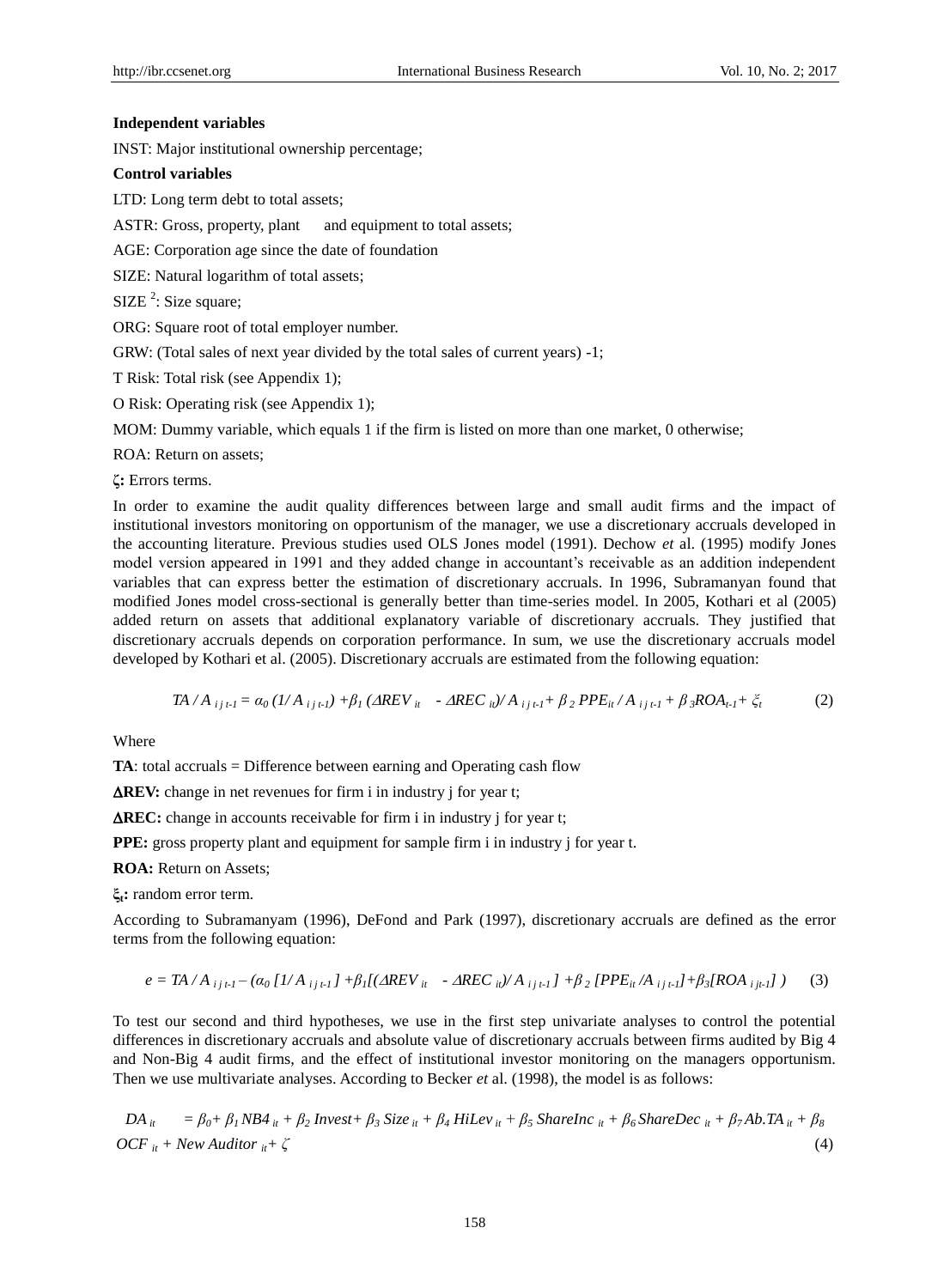**Independent variables**

INST: Major institutional ownership percentage;

**Control variables**

LTD: Long term debt to total assets;

ASTR: Gross, property, plant and equipment to total assets;

AGE: Corporation age since the date of foundation

SIZE: Natural logarithm of total assets;

$SIZE^2$: Size square;

ORG: Square root of total employer number.

GRW: (Total sales of next year divided by the total sales of current years) -1;

T Risk: Total risk (see Appendix 1);

O Risk: Operating risk (see Appendix 1);

MOM: Dummy variable, which equals 1 if the firm is listed on more than one market, 0 otherwise;

ROA: Return on assets;

**ζ:** Errors terms.

In order to examine the audit quality differences between large and small audit firms and the impact of institutional investors monitoring on opportunism of the manager, we use a discretionary accruals developed in the accounting literature. Previous studies used OLS Jones model (1991). Dechow *et* al. (1995) modify Jones model version appeared in 1991 and they added change in accountant's receivable as an addition independent variables that can express better the estimation of discretionary accruals. In 1996, Subramanyan found that modified Jones model cross-sectional is generally better than time-series model. In 2005, Kothari et al (2005) added return on assets that additional explanatory variable of discretionary accruals. They justified that discretionary accruals depends on corporation performance. In sum, we use the discretionary accruals model developed by Kothari et al. (2005). Discretionary accruals are estimated from the following equation:

$$TA / A_{i\,j\,t-1} = \alpha_0\,(1/ A_{i\,j\,t-1}) + \beta_1\,(\Delta REV_{it} - \Delta REC_{it})/ A_{i\,j\,t-1} + \beta_2\,PPE_{it} / A_{i\,j\,t-1} + \beta_3 ROA_{t-1} + \xi_t \qquad (2)$$

Where

**TA**: total accruals = Difference between earning and Operating cash flow

**ΔREV:** change in net revenues for firm i in industry j for year t;

**ΔREC:** change in accounts receivable for firm i in industry j for year t;

**PPE:** gross property plant and equipment for sample firm i in industry j for year t.

**ROA:** Return on Assets;

**$\xi_t$:** random error term.

According to Subramanyam (1996), DeFond and Park (1997), discretionary accruals are defined as the error terms from the following equation:

$$e = TA / A_{i\,j\,t-1} - (\alpha_0\,[1/ A_{i\,j\,t-1}] + \beta_1[(\Delta REV_{it} - \Delta REC_{it})/ A_{i\,j\,t-1}] + \beta_2\,[PPE_{it} /A_{i\,j\,t-1}] + \beta_3[ROA_{i\,jt-1}]\,) \qquad (3)$$

To test our second and third hypotheses, we use in the first step univariate analyses to control the potential differences in discretionary accruals and absolute value of discretionary accruals between firms audited by Big 4 and Non-Big 4 audit firms, and the effect of institutional investor monitoring on the managers opportunism. Then we use multivariate analyses. According to Becker *et* al. (1998), the model is as follows:

$$DA_{it} = \beta_0 + \beta_1 NB4_{it} + \beta_2\,Invest + \beta_3\,Size_{it} + \beta_4\,HiLev_{it} + \beta_5\,ShareInc_{it} + \beta_6\,ShareDec_{it} + \beta_7 Ab.TA_{it} + \beta_8\,OCF_{it} + New\,Auditor_{it} + \zeta \qquad (4)$$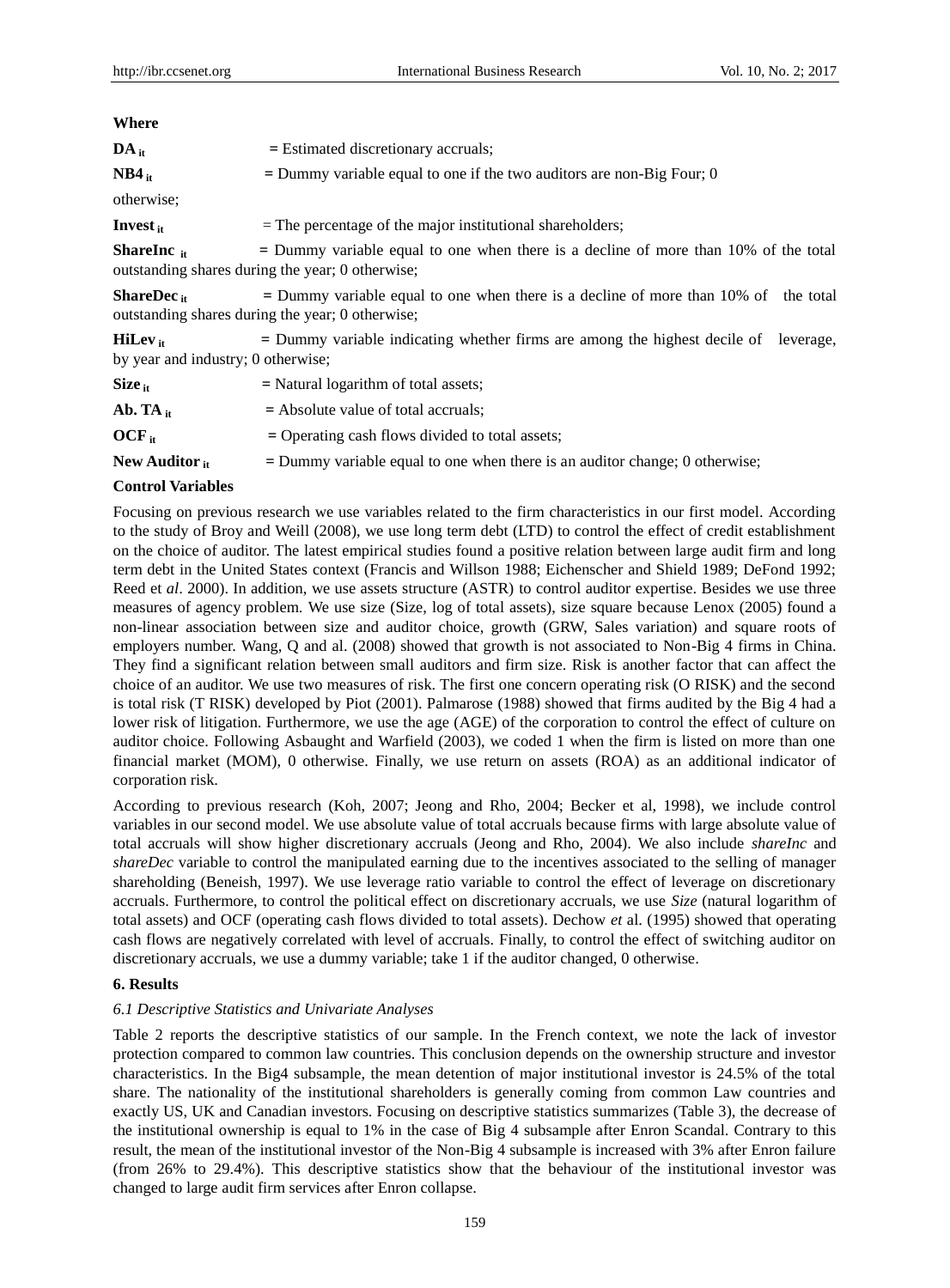**Where**

$DA_{it}$ = Estimated discretionary accruals;

$NB4_{it}$ = Dummy variable equal to one if the two auditors are non-Big Four; 0 otherwise;

$Invest_{it}$ = The percentage of the major institutional shareholders;

$ShareInc_{it}$ = Dummy variable equal to one when there is a decline of more than 10% of the total outstanding shares during the year; 0 otherwise;

$ShareDec_{it}$ = Dummy variable equal to one when there is a decline of more than 10% of the total outstanding shares during the year; 0 otherwise;

$HiLev_{it}$ = Dummy variable indicating whether firms are among the highest decile of leverage, by year and industry; 0 otherwise;

$Size_{it}$ = Natural logarithm of total assets;

$Ab.\ TA_{it}$ = Absolute value of total accruals;

$OCF_{it}$ = Operating cash flows divided to total assets;

$New\ Auditor_{it}$ = Dummy variable equal to one when there is an auditor change; 0 otherwise;

**Control Variables**

Focusing on previous research we use variables related to the firm characteristics in our first model. According to the study of Broy and Weill (2008), we use long term debt (LTD) to control the effect of credit establishment on the choice of auditor. The latest empirical studies found a positive relation between large audit firm and long term debt in the United States context (Francis and Willson 1988; Eichenscher and Shield 1989; DeFond 1992; Reed et *al*. 2000). In addition, we use assets structure (ASTR) to control auditor expertise. Besides we use three measures of agency problem. We use size (Size, log of total assets), size square because Lenox (2005) found a non-linear association between size and auditor choice, growth (GRW, Sales variation) and square roots of employers number. Wang, Q and al. (2008) showed that growth is not associated to Non-Big 4 firms in China. They find a significant relation between small auditors and firm size. Risk is another factor that can affect the choice of an auditor. We use two measures of risk. The first one concern operating risk (O RISK) and the second is total risk (T RISK) developed by Piot (2001). Palmarose (1988) showed that firms audited by the Big 4 had a lower risk of litigation. Furthermore, we use the age (AGE) of the corporation to control the effect of culture on auditor choice. Following Asbaught and Warfield (2003), we coded 1 when the firm is listed on more than one financial market (MOM), 0 otherwise. Finally, we use return on assets (ROA) as an additional indicator of corporation risk.

According to previous research (Koh, 2007; Jeong and Rho, 2004; Becker et al, 1998), we include control variables in our second model. We use absolute value of total accruals because firms with large absolute value of total accruals will show higher discretionary accruals (Jeong and Rho, 2004). We also include *shareInc* and *shareDec* variable to control the manipulated earning due to the incentives associated to the selling of manager shareholding (Beneish, 1997). We use leverage ratio variable to control the effect of leverage on discretionary accruals. Furthermore, to control the political effect on discretionary accruals, we use *Size* (natural logarithm of total assets) and OCF (operating cash flows divided to total assets). Dechow *et* al. (1995) showed that operating cash flows are negatively correlated with level of accruals. Finally, to control the effect of switching auditor on discretionary accruals, we use a dummy variable; take 1 if the auditor changed, 0 otherwise.

## 6. Results

### *6.1 Descriptive Statistics and Univariate Analyses*

Table 2 reports the descriptive statistics of our sample. In the French context, we note the lack of investor protection compared to common law countries. This conclusion depends on the ownership structure and investor characteristics. In the Big4 subsample, the mean detention of major institutional investor is 24.5% of the total share. The nationality of the institutional shareholders is generally coming from common Law countries and exactly US, UK and Canadian investors. Focusing on descriptive statistics summarizes (Table 3), the decrease of the institutional ownership is equal to 1% in the case of Big 4 subsample after Enron Scandal. Contrary to this result, the mean of the institutional investor of the Non-Big 4 subsample is increased with 3% after Enron failure (from 26% to 29.4%). This descriptive statistics show that the behaviour of the institutional investor was changed to large audit firm services after Enron collapse.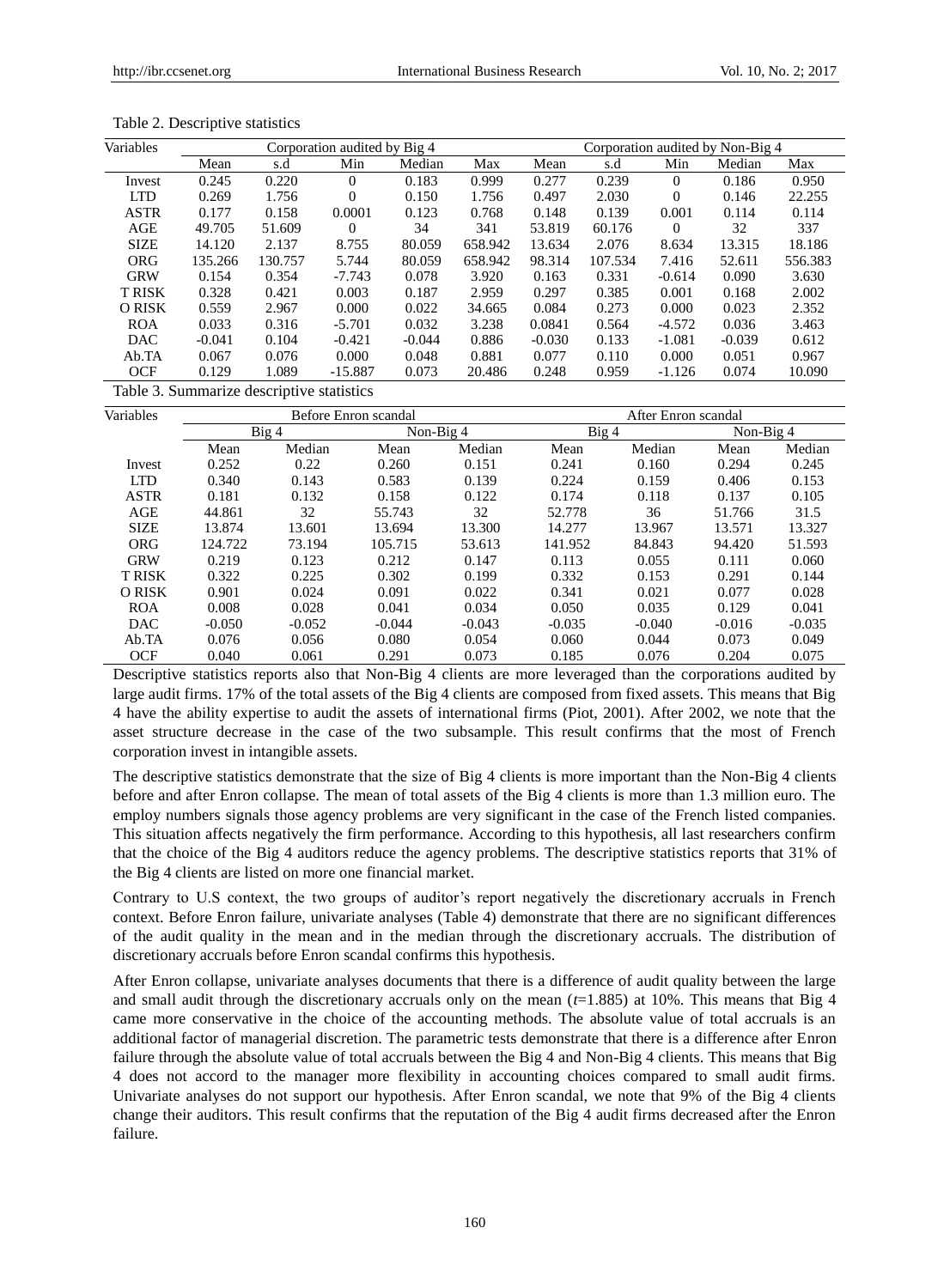Table 2. Descriptive statistics

| Variables | Corporation audited by Big 4 | | | | | Corporation audited by Non-Big 4 | | | | |
|---|---|---|---|---|---|---|---|---|---|---|
| | Mean | s.d | Min | Median | Max | Mean | s.d | Min | Median | Max |
| Invest | 0.245 | 0.220 | 0 | 0.183 | 0.999 | 0.277 | 0.239 | 0 | 0.186 | 0.950 |
| LTD | 0.269 | 1.756 | 0 | 0.150 | 1.756 | 0.497 | 2.030 | 0 | 0.146 | 22.255 |
| ASTR | 0.177 | 0.158 | 0.0001 | 0.123 | 0.768 | 0.148 | 0.139 | 0.001 | 0.114 | 0.114 |
| AGE | 49.705 | 51.609 | 0 | 34 | 341 | 53.819 | 60.176 | 0 | 32 | 337 |
| SIZE | 14.120 | 2.137 | 8.755 | 80.059 | 658.942 | 13.634 | 2.076 | 8.634 | 13.315 | 18.186 |
| ORG | 135.266 | 130.757 | 5.744 | 80.059 | 658.942 | 98.314 | 107.534 | 7.416 | 52.611 | 556.383 |
| GRW | 0.154 | 0.354 | -7.743 | 0.078 | 3.920 | 0.163 | 0.331 | -0.614 | 0.090 | 3.630 |
| T RISK | 0.328 | 0.421 | 0.003 | 0.187 | 2.959 | 0.297 | 0.385 | 0.001 | 0.168 | 2.002 |
| O RISK | 0.559 | 2.967 | 0.000 | 0.022 | 34.665 | 0.084 | 0.273 | 0.000 | 0.023 | 2.352 |
| ROA | 0.033 | 0.316 | -5.701 | 0.032 | 3.238 | 0.0841 | 0.564 | -4.572 | 0.036 | 3.463 |
| DAC | -0.041 | 0.104 | -0.421 | -0.044 | 0.886 | -0.030 | 0.133 | -1.081 | -0.039 | 0.612 |
| Ab.TA | 0.067 | 0.076 | 0.000 | 0.048 | 0.881 | 0.077 | 0.110 | 0.000 | 0.051 | 0.967 |
| OCF | 0.129 | 1.089 | -15.887 | 0.073 | 20.486 | 0.248 | 0.959 | -1.126 | 0.074 | 10.090 |

Table 3. Summarize descriptive statistics

| Variables | Before Enron scandal | | | | After Enron scandal | | | |
|---|---|---|---|---|---|---|---|---|
| | Big 4 | | Non-Big 4 | | Big 4 | | Non-Big 4 | |
| | Mean | Median | Mean | Median | Mean | Median | Mean | Median |
| Invest | 0.252 | 0.22 | 0.260 | 0.151 | 0.241 | 0.160 | 0.294 | 0.245 |
| LTD | 0.340 | 0.143 | 0.583 | 0.139 | 0.224 | 0.159 | 0.406 | 0.153 |
| ASTR | 0.181 | 0.132 | 0.158 | 0.122 | 0.174 | 0.118 | 0.137 | 0.105 |
| AGE | 44.861 | 32 | 55.743 | 32 | 52.778 | 36 | 51.766 | 31.5 |
| SIZE | 13.874 | 13.601 | 13.694 | 13.300 | 14.277 | 13.967 | 13.571 | 13.327 |
| ORG | 124.722 | 73.194 | 105.715 | 53.613 | 141.952 | 84.843 | 94.420 | 51.593 |
| GRW | 0.219 | 0.123 | 0.212 | 0.147 | 0.113 | 0.055 | 0.111 | 0.060 |
| T RISK | 0.322 | 0.225 | 0.302 | 0.199 | 0.332 | 0.153 | 0.291 | 0.144 |
| O RISK | 0.901 | 0.024 | 0.091 | 0.022 | 0.341 | 0.021 | 0.077 | 0.028 |
| ROA | 0.008 | 0.028 | 0.041 | 0.034 | 0.050 | 0.035 | 0.129 | 0.041 |
| DAC | -0.050 | -0.052 | -0.044 | -0.043 | -0.035 | -0.040 | -0.016 | -0.035 |
| Ab.TA | 0.076 | 0.056 | 0.080 | 0.054 | 0.060 | 0.044 | 0.073 | 0.049 |
| OCF | 0.040 | 0.061 | 0.291 | 0.073 | 0.185 | 0.076 | 0.204 | 0.075 |

Descriptive statistics reports also that Non-Big 4 clients are more leveraged than the corporations audited by large audit firms. 17% of the total assets of the Big 4 clients are composed from fixed assets. This means that Big 4 have the ability expertise to audit the assets of international firms (Piot, 2001). After 2002, we note that the asset structure decrease in the case of the two subsample. This result confirms that the most of French corporation invest in intangible assets.

The descriptive statistics demonstrate that the size of Big 4 clients is more important than the Non-Big 4 clients before and after Enron collapse. The mean of total assets of the Big 4 clients is more than 1.3 million euro. The employ numbers signals those agency problems are very significant in the case of the French listed companies. This situation affects negatively the firm performance. According to this hypothesis, all last researchers confirm that the choice of the Big 4 auditors reduce the agency problems. The descriptive statistics reports that 31% of the Big 4 clients are listed on more one financial market.

Contrary to U.S context, the two groups of auditor's report negatively the discretionary accruals in French context. Before Enron failure, univariate analyses (Table 4) demonstrate that there are no significant differences of the audit quality in the mean and in the median through the discretionary accruals. The distribution of discretionary accruals before Enron scandal confirms this hypothesis.

After Enron collapse, univariate analyses documents that there is a difference of audit quality between the large and small audit through the discretionary accruals only on the mean ($t$=1.885) at 10%. This means that Big 4 came more conservative in the choice of the accounting methods. The absolute value of total accruals is an additional factor of managerial discretion. The parametric tests demonstrate that there is a difference after Enron failure through the absolute value of total accruals between the Big 4 and Non-Big 4 clients. This means that Big 4 does not accord to the manager more flexibility in accounting choices compared to small audit firms. Univariate analyses do not support our hypothesis. After Enron scandal, we note that 9% of the Big 4 clients change their auditors. This result confirms that the reputation of the Big 4 audit firms decreased after the Enron failure.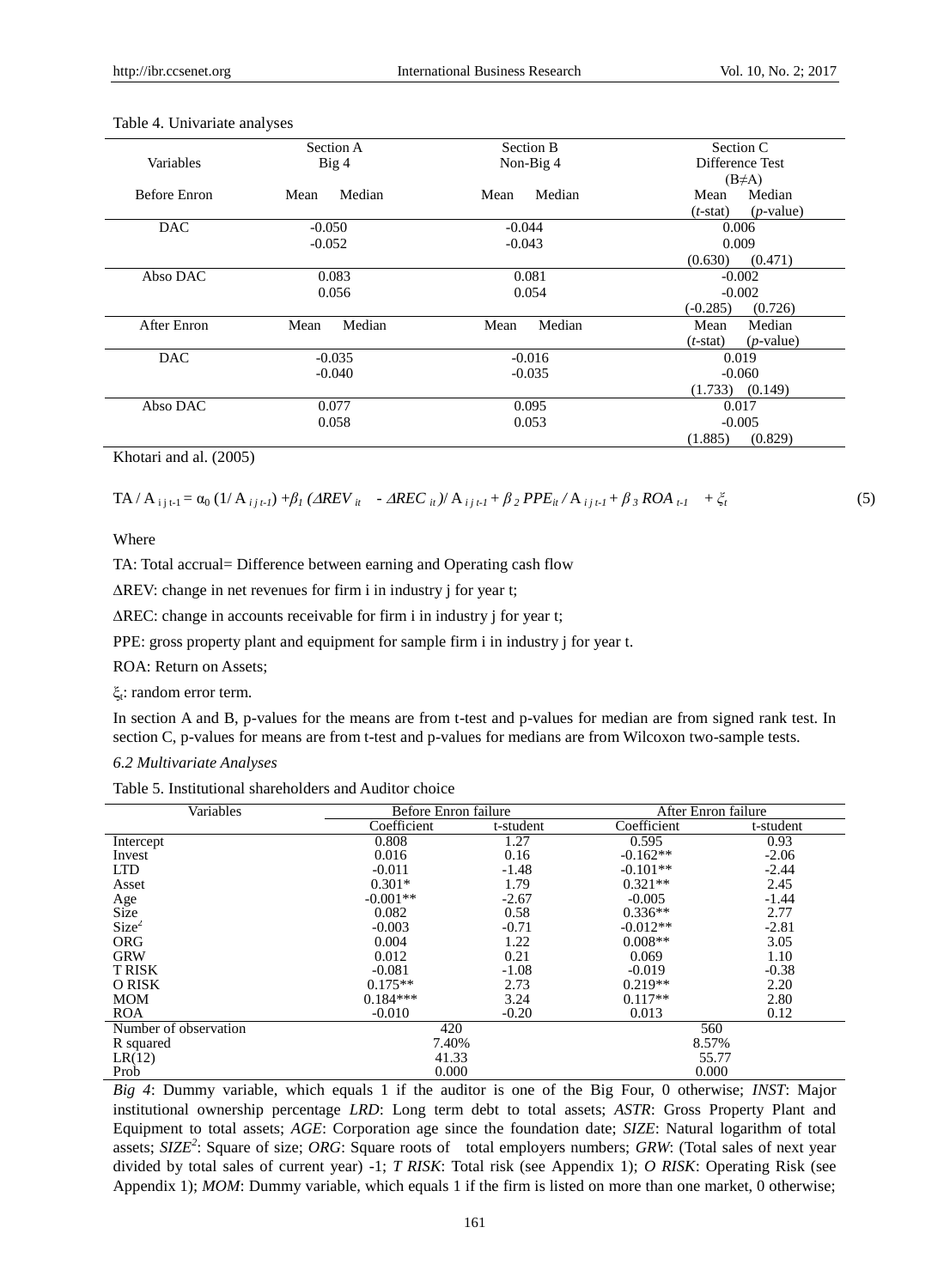Table 4. Univariate analyses

| Variables | Section A Big 4 | | Section B Non-Big 4 | | Section C Difference Test (B≠A) | |
|---|---|---|---|---|---|---|
| Before Enron | Mean | Median | Mean | Median | Mean ($t$-stat) | Median ($p$-value) |
| DAC | -0.050 | -0.052 | -0.044 | -0.043 | 0.006 | 0.009 |
| | | | | | (0.630) | (0.471) |
| Abso DAC | 0.083 | 0.056 | 0.081 | 0.054 | -0.002 | -0.002 |
| | | | | | (-0.285) | (0.726) |
| After Enron | Mean | Median | Mean | Median | Mean ($t$-stat) | Median ($p$-value) |
| DAC | -0.035 | -0.040 | -0.016 | -0.035 | 0.019 | -0.060 |
| | | | | | (1.733) | (0.149) |
| Abso DAC | 0.077 | 0.058 | 0.095 | 0.053 | 0.017 | -0.005 |
| | | | | | (1.885) | (0.829) |

Khotari and al. (2005)

$$TA / A_{i\,j\,t-1} = \alpha_0 \,(1/ A_{i\,j\,t-1}) + \beta_1 \,(\Delta REV_{it} - \Delta REC_{it})/ A_{i\,j\,t-1} + \beta_2 \, PPE_{it} / A_{i\,j\,t-1} + \beta_3 \, ROA_{t-1} + \xi_t \qquad (5)$$

Where

TA: Total accrual= Difference between earning and Operating cash flow

ΔREV: change in net revenues for firm i in industry j for year t;

ΔREC: change in accounts receivable for firm i in industry j for year t;

PPE: gross property plant and equipment for sample firm i in industry j for year t.

ROA: Return on Assets;

$\xi_t$: random error term.

In section A and B, p-values for the means are from t-test and p-values for median are from signed rank test. In section C, p-values for means are from t-test and p-values for medians are from Wilcoxon two-sample tests.

### *6.2 Multivariate Analyses*

Table 5. Institutional shareholders and Auditor choice

| Variables | Before Enron failure | | After Enron failure | |
|---|---|---|---|---|
| | Coefficient | t-student | Coefficient | t-student |
| Intercept | 0.808 | 1.27 | 0.595 | 0.93 |
| Invest | 0.016 | 0.16 | -0.162** | -2.06 |
| LTD | -0.011 | -1.48 | -0.101** | -2.44 |
| Asset | 0.301* | 1.79 | 0.321** | 2.45 |
| Age | -0.001** | -2.67 | -0.005 | -1.44 |
| Size | 0.082 | 0.58 | 0.336** | 2.77 |
| $Size^2$ | -0.003 | -0.71 | -0.012** | -2.81 |
| ORG | 0.004 | 1.22 | 0.008** | 3.05 |
| GRW | 0.012 | 0.21 | 0.069 | 1.10 |
| T RISK | -0.081 | -1.08 | -0.019 | -0.38 |
| O RISK | 0.175** | 2.73 | 0.219** | 2.20 |
| MOM | 0.184*** | 3.24 | 0.117** | 2.80 |
| ROA | -0.010 | -0.20 | 0.013 | 0.12 |
| Number of observation | 420 | | 560 | |
| R squared | 7.40% | | 8.57% | |
| LR(12) | 41.33 | | 55.77 | |
| Prob | 0.000 | | 0.000 | |

*Big 4*: Dummy variable, which equals 1 if the auditor is one of the Big Four, 0 otherwise; *INST*: Major institutional ownership percentage *LRD*: Long term debt to total assets; *ASTR*: Gross Property Plant and Equipment to total assets; *AGE*: Corporation age since the foundation date; *SIZE*: Natural logarithm of total assets; *SIZE*$^2$: Square of size; *ORG*: Square roots of total employers numbers; *GRW*: (Total sales of next year divided by total sales of current year) -1; *T RISK*: Total risk (see Appendix 1); *O RISK*: Operating Risk (see Appendix 1); *MOM*: Dummy variable, which equals 1 if the firm is listed on more than one market, 0 otherwise;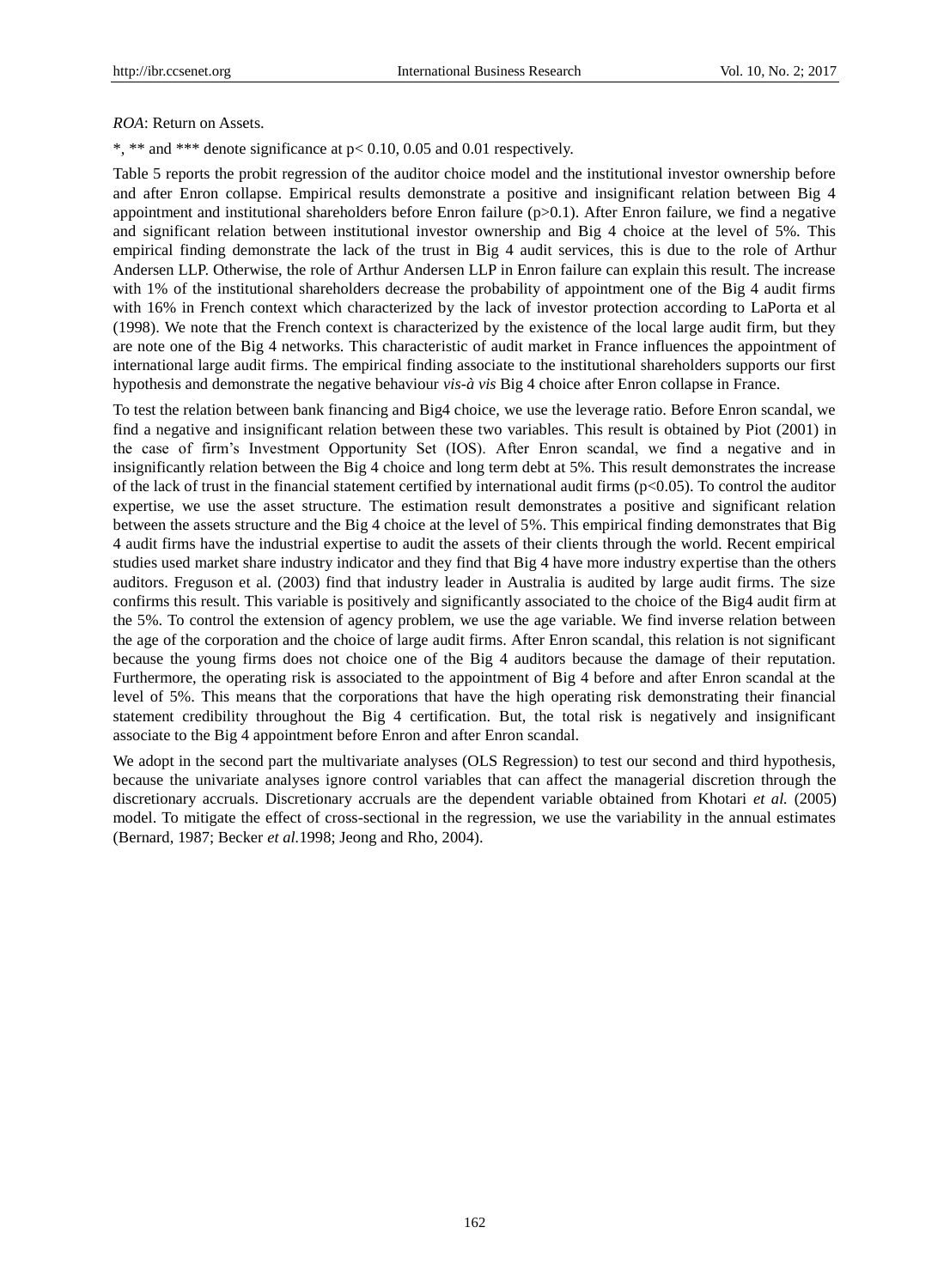*ROA*: Return on Assets.

*, ** and *** denote significance at $p< 0.10$, 0.05 and 0.01 respectively.

Table 5 reports the probit regression of the auditor choice model and the institutional investor ownership before and after Enron collapse. Empirical results demonstrate a positive and insignificant relation between Big 4 appointment and institutional shareholders before Enron failure ($p>0.1$). After Enron failure, we find a negative and significant relation between institutional investor ownership and Big 4 choice at the level of 5%. This empirical finding demonstrate the lack of the trust in Big 4 audit services, this is due to the role of Arthur Andersen LLP. Otherwise, the role of Arthur Andersen LLP in Enron failure can explain this result. The increase with 1% of the institutional shareholders decrease the probability of appointment one of the Big 4 audit firms with 16% in French context which characterized by the lack of investor protection according to LaPorta et al (1998). We note that the French context is characterized by the existence of the local large audit firm, but they are note one of the Big 4 networks. This characteristic of audit market in France influences the appointment of international large audit firms. The empirical finding associate to the institutional shareholders supports our first hypothesis and demonstrate the negative behaviour *vis-à vis* Big 4 choice after Enron collapse in France.

To test the relation between bank financing and Big4 choice, we use the leverage ratio. Before Enron scandal, we find a negative and insignificant relation between these two variables. This result is obtained by Piot (2001) in the case of firm's Investment Opportunity Set (IOS). After Enron scandal, we find a negative and in insignificantly relation between the Big 4 choice and long term debt at 5%. This result demonstrates the increase of the lack of trust in the financial statement certified by international audit firms ($p<0.05$). To control the auditor expertise, we use the asset structure. The estimation result demonstrates a positive and significant relation between the assets structure and the Big 4 choice at the level of 5%. This empirical finding demonstrates that Big 4 audit firms have the industrial expertise to audit the assets of their clients through the world. Recent empirical studies used market share industry indicator and they find that Big 4 have more industry expertise than the others auditors. Freguson et al. (2003) find that industry leader in Australia is audited by large audit firms. The size confirms this result. This variable is positively and significantly associated to the choice of the Big4 audit firm at the 5%. To control the extension of agency problem, we use the age variable. We find inverse relation between the age of the corporation and the choice of large audit firms. After Enron scandal, this relation is not significant because the young firms does not choice one of the Big 4 auditors because the damage of their reputation. Furthermore, the operating risk is associated to the appointment of Big 4 before and after Enron scandal at the level of 5%. This means that the corporations that have the high operating risk demonstrating their financial statement credibility throughout the Big 4 certification. But, the total risk is negatively and insignificant associate to the Big 4 appointment before Enron and after Enron scandal.

We adopt in the second part the multivariate analyses (OLS Regression) to test our second and third hypothesis, because the univariate analyses ignore control variables that can affect the managerial discretion through the discretionary accruals. Discretionary accruals are the dependent variable obtained from Khotari *et al.* (2005) model. To mitigate the effect of cross-sectional in the regression, we use the variability in the annual estimates (Bernard, 1987; Becker *et al.*1998; Jeong and Rho, 2004).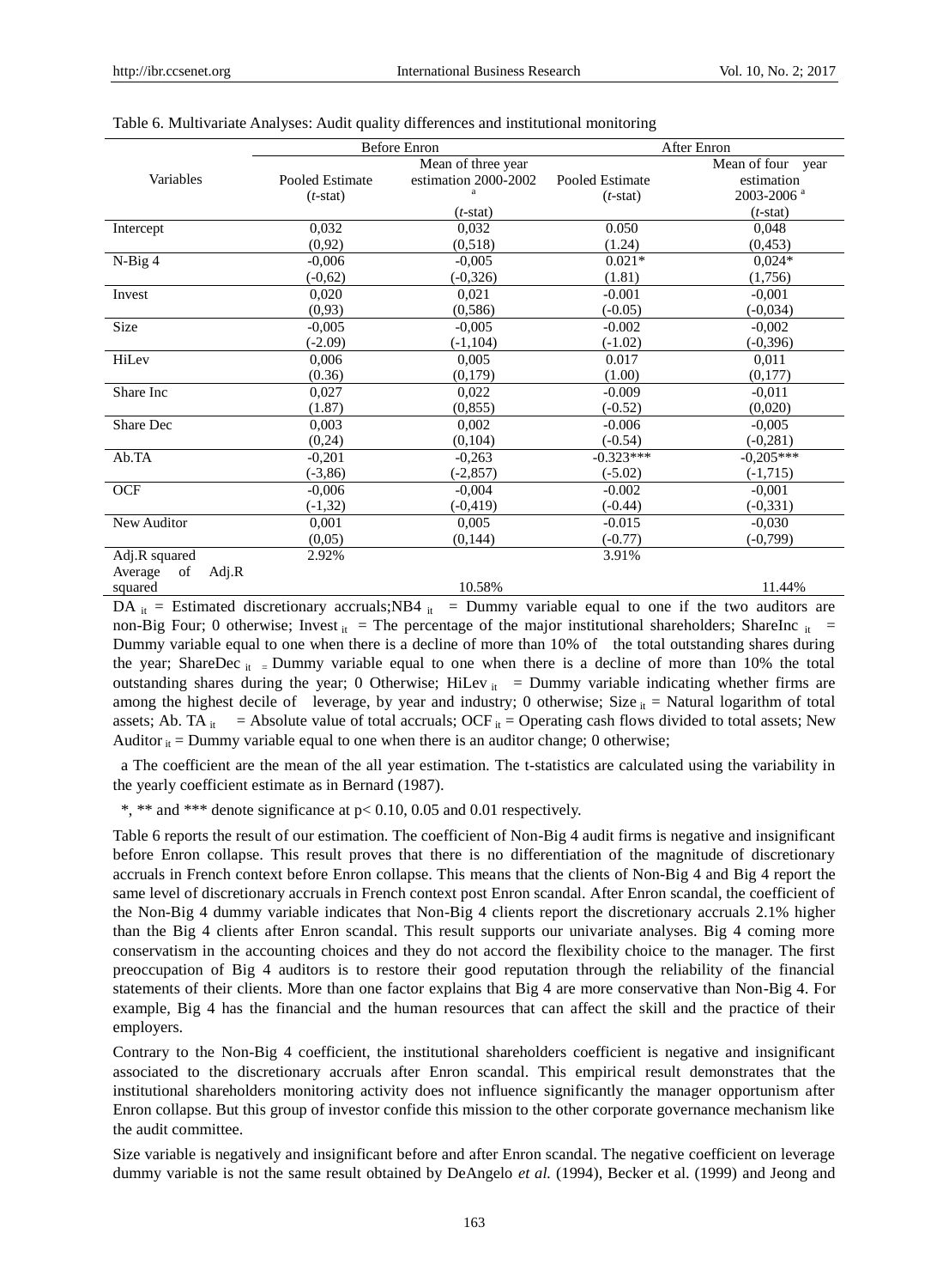Table 6. Multivariate Analyses: Audit quality differences and institutional monitoring

| Variables | Before Enron | | After Enron | |
|---|---|---|---|---|
| | Pooled Estimate (*t*-stat) | Mean of three year estimation 2000-2002 [a] (*t*-stat) | Pooled Estimate (*t*-stat) | Mean of four year estimation 2003-2006 [a] (*t*-stat) |
| Intercept | 0,032 | 0,032 | 0.050 | 0,048 |
| | (0,92) | (0,518) | (1.24) | (0,453) |
| N-Big 4 | -0,006 | -0,005 | 0.021* | 0,024* |
| | (-0,62) | (-0,326) | (1.81) | (1,756) |
| Invest | 0,020 | 0,021 | -0.001 | -0,001 |
| | (0,93) | (0,586) | (-0.05) | (-0,034) |
| Size | -0,005 | -0,005 | -0.002 | -0,002 |
| | (-2.09) | (-1,104) | (-1.02) | (-0,396) |
| HiLev | 0,006 | 0,005 | 0.017 | 0,011 |
| | (0.36) | (0,179) | (1.00) | (0,177) |
| Share Inc | 0,027 | 0,022 | -0.009 | -0,011 |
| | (1.87) | (0,855) | (-0.52) | (0,020) |
| Share Dec | 0,003 | 0,002 | -0.006 | -0,005 |
| | (0,24) | (0,104) | (-0.54) | (-0,281) |
| Ab.TA | -0,201 | -0,263 | -0.323*** | -0,205*** |
| | (-3,86) | (-2,857) | (-5.02) | (-1,715) |
| OCF | -0,006 | -0,004 | -0.002 | -0,001 |
| | (-1,32) | (-0,419) | (-0.44) | (-0,331) |
| New Auditor | 0,001 | 0,005 | -0.015 | -0,030 |
| | (0,05) | (0,144) | (-0.77) | (-0,799) |
| Adj.R squared | 2.92% | | 3.91% | |
| Average of Adj.R squared | | 10.58% | | 11.44% |

$DA_{it}$ = Estimated discretionary accruals; $NB4_{it}$ = Dummy variable equal to one if the two auditors are non-Big Four; 0 otherwise; $Invest_{it}$ = The percentage of the major institutional shareholders; $ShareInc_{it}$ = Dummy variable equal to one when there is a decline of more than 10% of the total outstanding shares during the year; $ShareDec_{it}$ = Dummy variable equal to one when there is a decline of more than 10% the total outstanding shares during the year; 0 Otherwise; $HiLev_{it}$ = Dummy variable indicating whether firms are among the highest decile of leverage, by year and industry; 0 otherwise; $Size_{it}$ = Natural logarithm of total assets; $Ab.TA_{it}$ = Absolute value of total accruals; $OCF_{it}$ = Operating cash flows divided to total assets; New $Auditor_{it}$ = Dummy variable equal to one when there is an auditor change; 0 otherwise;

a The coefficient are the mean of the all year estimation. The t-statistics are calculated using the variability in the yearly coefficient estimate as in Bernard (1987).

*, ** and *** denote significance at $p < 0.10$, 0.05 and 0.01 respectively.

Table 6 reports the result of our estimation. The coefficient of Non-Big 4 audit firms is negative and insignificant before Enron collapse. This result proves that there is no differentiation of the magnitude of discretionary accruals in French context before Enron collapse. This means that the clients of Non-Big 4 and Big 4 report the same level of discretionary accruals in French context post Enron scandal. After Enron scandal, the coefficient of the Non-Big 4 dummy variable indicates that Non-Big 4 clients report the discretionary accruals 2.1% higher than the Big 4 clients after Enron scandal. This result supports our univariate analyses. Big 4 coming more conservatism in the accounting choices and they do not accord the flexibility choice to the manager. The first preoccupation of Big 4 auditors is to restore their good reputation through the reliability of the financial statements of their clients. More than one factor explains that Big 4 are more conservative than Non-Big 4. For example, Big 4 has the financial and the human resources that can affect the skill and the practice of their employers.

Contrary to the Non-Big 4 coefficient, the institutional shareholders coefficient is negative and insignificant associated to the discretionary accruals after Enron scandal. This empirical result demonstrates that the institutional shareholders monitoring activity does not influence significantly the manager opportunism after Enron collapse. But this group of investor confide this mission to the other corporate governance mechanism like the audit committee.

Size variable is negatively and insignificant before and after Enron scandal. The negative coefficient on leverage dummy variable is not the same result obtained by DeAngelo *et al.* (1994), Becker et al. (1999) and Jeong and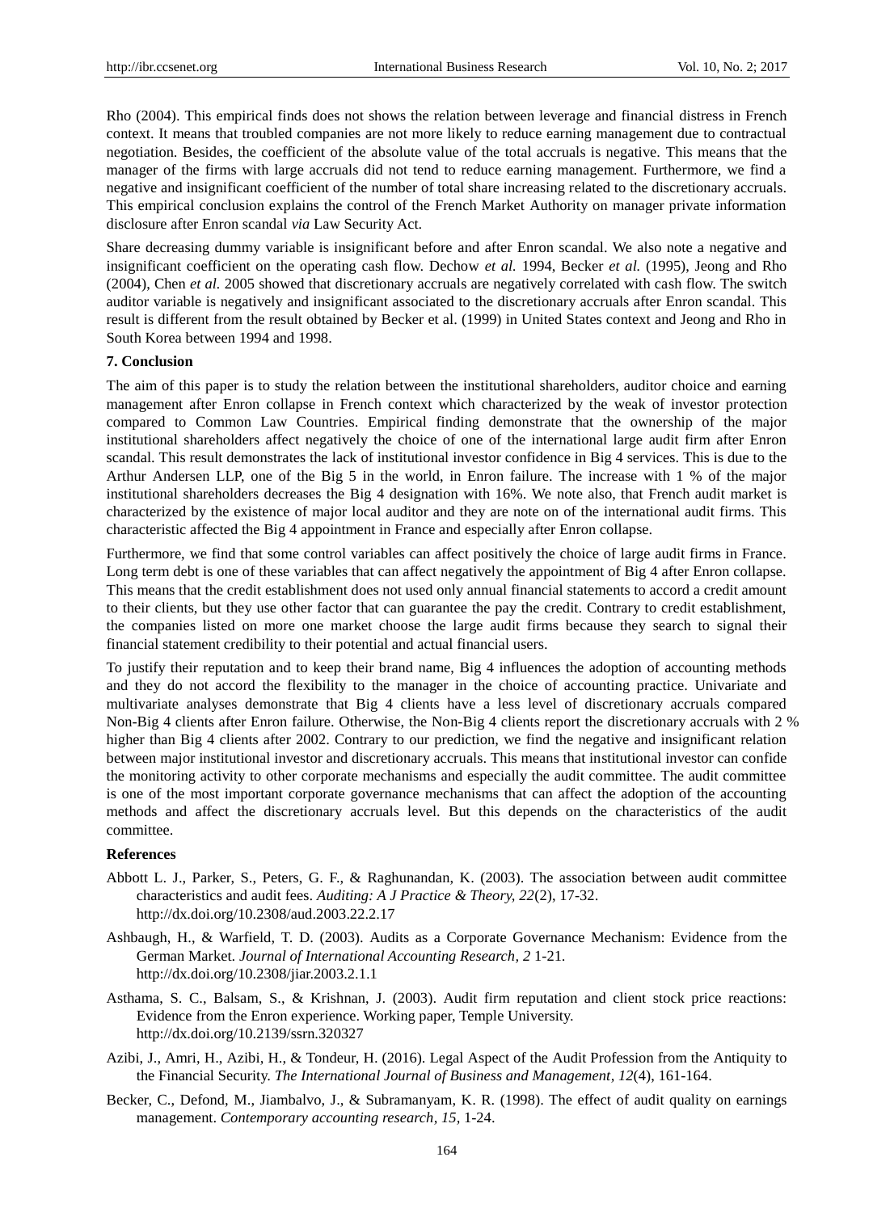Rho (2004). This empirical finds does not shows the relation between leverage and financial distress in French context. It means that troubled companies are not more likely to reduce earning management due to contractual negotiation. Besides, the coefficient of the absolute value of the total accruals is negative. This means that the manager of the firms with large accruals did not tend to reduce earning management. Furthermore, we find a negative and insignificant coefficient of the number of total share increasing related to the discretionary accruals. This empirical conclusion explains the control of the French Market Authority on manager private information disclosure after Enron scandal *via* Law Security Act.

Share decreasing dummy variable is insignificant before and after Enron scandal. We also note a negative and insignificant coefficient on the operating cash flow. Dechow *et al.* 1994, Becker *et al.* (1995), Jeong and Rho (2004), Chen *et al.* 2005 showed that discretionary accruals are negatively correlated with cash flow. The switch auditor variable is negatively and insignificant associated to the discretionary accruals after Enron scandal. This result is different from the result obtained by Becker et al. (1999) in United States context and Jeong and Rho in South Korea between 1994 and 1998.

## 7. Conclusion

The aim of this paper is to study the relation between the institutional shareholders, auditor choice and earning management after Enron collapse in French context which characterized by the weak of investor protection compared to Common Law Countries. Empirical finding demonstrate that the ownership of the major institutional shareholders affect negatively the choice of one of the international large audit firm after Enron scandal. This result demonstrates the lack of institutional investor confidence in Big 4 services. This is due to the Arthur Andersen LLP, one of the Big 5 in the world, in Enron failure. The increase with 1 % of the major institutional shareholders decreases the Big 4 designation with 16%. We note also, that French audit market is characterized by the existence of major local auditor and they are note on of the international audit firms. This characteristic affected the Big 4 appointment in France and especially after Enron collapse.

Furthermore, we find that some control variables can affect positively the choice of large audit firms in France. Long term debt is one of these variables that can affect negatively the appointment of Big 4 after Enron collapse. This means that the credit establishment does not used only annual financial statements to accord a credit amount to their clients, but they use other factor that can guarantee the pay the credit. Contrary to credit establishment, the companies listed on more one market choose the large audit firms because they search to signal their financial statement credibility to their potential and actual financial users.

To justify their reputation and to keep their brand name, Big 4 influences the adoption of accounting methods and they do not accord the flexibility to the manager in the choice of accounting practice. Univariate and multivariate analyses demonstrate that Big 4 clients have a less level of discretionary accruals compared Non-Big 4 clients after Enron failure. Otherwise, the Non-Big 4 clients report the discretionary accruals with 2 % higher than Big 4 clients after 2002. Contrary to our prediction, we find the negative and insignificant relation between major institutional investor and discretionary accruals. This means that institutional investor can confide the monitoring activity to other corporate mechanisms and especially the audit committee. The audit committee is one of the most important corporate governance mechanisms that can affect the adoption of the accounting methods and affect the discretionary accruals level. But this depends on the characteristics of the audit committee.

## References

Abbott L. J., Parker, S., Peters, G. F., & Raghunandan, K. (2003). The association between audit committee characteristics and audit fees. *Auditing: A J Practice & Theory, 22*(2), 17-32. http://dx.doi.org/10.2308/aud.2003.22.2.17

Ashbaugh, H., & Warfield, T. D. (2003). Audits as a Corporate Governance Mechanism: Evidence from the German Market. *Journal of International Accounting Research, 2* 1-21. http://dx.doi.org/10.2308/jiar.2003.2.1.1

Asthama, S. C., Balsam, S., & Krishnan, J. (2003). Audit firm reputation and client stock price reactions: Evidence from the Enron experience. Working paper, Temple University. http://dx.doi.org/10.2139/ssrn.320327

Azibi, J., Amri, H., Azibi, H., & Tondeur, H. (2016). Legal Aspect of the Audit Profession from the Antiquity to the Financial Security. *The International Journal of Business and Management, 12*(4), 161-164.

Becker, C., Defond, M., Jiambalvo, J., & Subramanyam, K. R. (1998). The effect of audit quality on earnings management. *Contemporary accounting research, 15,* 1-24.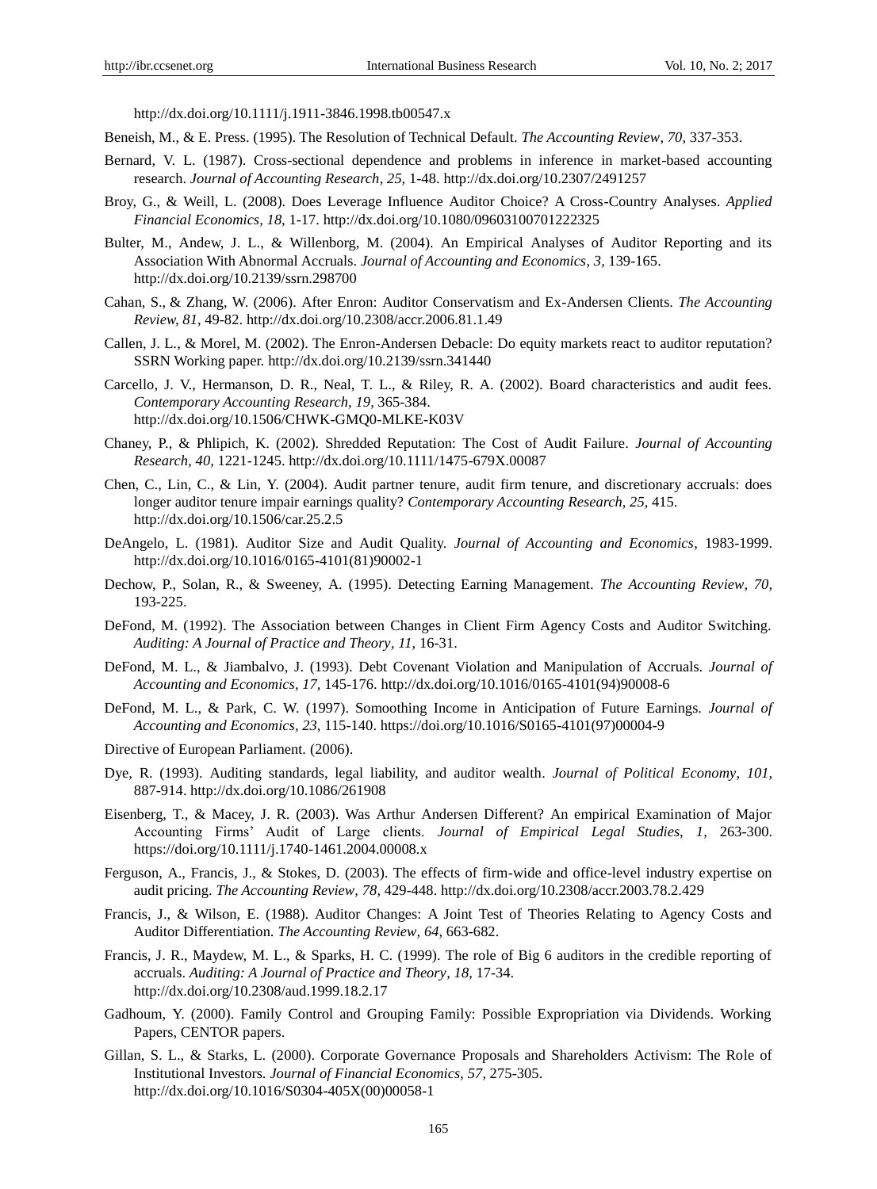http://dx.doi.org/10.1111/j.1911-3846.1998.tb00547.x

Beneish, M., & E. Press. (1995). The Resolution of Technical Default. *The Accounting Review*, *70,* 337-353.

Bernard, V. L. (1987). Cross-sectional dependence and problems in inference in market-based accounting research. *Journal of Accounting Research, 25,* 1-48. http://dx.doi.org/10.2307/2491257

Broy, G., & Weill, L. (2008). Does Leverage Influence Auditor Choice? A Cross-Country Analyses. *Applied Financial Economics, 18,* 1-17. http://dx.doi.org/10.1080/09603100701222325

Bulter, M., Andew, J. L., & Willenborg, M. (2004). An Empirical Analyses of Auditor Reporting and its Association With Abnormal Accruals. *Journal of Accounting and Economics, 3,* 139-165. http://dx.doi.org/10.2139/ssrn.298700

Cahan, S., & Zhang, W. (2006). After Enron: Auditor Conservatism and Ex-Andersen Clients. *The Accounting Review, 81,* 49-82. http://dx.doi.org/10.2308/accr.2006.81.1.49

Callen, J. L., & Morel, M. (2002). The Enron-Andersen Debacle: Do equity markets react to auditor reputation? SSRN Working paper. http://dx.doi.org/10.2139/ssrn.341440

Carcello, J. V., Hermanson, D. R., Neal, T. L., & Riley, R. A. (2002). Board characteristics and audit fees. *Contemporary Accounting Research, 19,* 365-384. http://dx.doi.org/10.1506/CHWK-GMQ0-MLKE-K03V

Chaney, P., & Phlipich, K. (2002). Shredded Reputation: The Cost of Audit Failure. *Journal of Accounting Research, 40,* 1221-1245. http://dx.doi.org/10.1111/1475-679X.00087

Chen, C., Lin, C., & Lin, Y. (2004). Audit partner tenure, audit firm tenure, and discretionary accruals: does longer auditor tenure impair earnings quality? *Contemporary Accounting Research, 25,* 415. http://dx.doi.org/10.1506/car.25.2.5

DeAngelo, L. (1981). Auditor Size and Audit Quality. *Journal of Accounting and Economics*, 1983-1999. http://dx.doi.org/10.1016/0165-4101(81)90002-1

Dechow, P., Solan, R., & Sweeney, A. (1995). Detecting Earning Management. *The Accounting Review, 70,* 193-225.

DeFond, M. (1992). The Association between Changes in Client Firm Agency Costs and Auditor Switching. *Auditing: A Journal of Practice and Theory, 11,* 16-31.

DeFond, M. L., & Jiambalvo, J. (1993). Debt Covenant Violation and Manipulation of Accruals. *Journal of Accounting and Economics, 17,* 145-176. http://dx.doi.org/10.1016/0165-4101(94)90008-6

DeFond, M. L., & Park, C. W. (1997). Somoothing Income in Anticipation of Future Earnings. *Journal of Accounting and Economics, 23,* 115-140. https://doi.org/10.1016/S0165-4101(97)00004-9

Directive of European Parliament. (2006).

Dye, R. (1993). Auditing standards, legal liability, and auditor wealth. *Journal of Political Economy, 101,* 887-914. http://dx.doi.org/10.1086/261908

Eisenberg, T., & Macey, J. R. (2003). Was Arthur Andersen Different? An empirical Examination of Major Accounting Firms' Audit of Large clients. *Journal of Empirical Legal Studies, 1,* 263-300. https://doi.org/10.1111/j.1740-1461.2004.00008.x

Ferguson, A., Francis, J., & Stokes, D. (2003). The effects of firm-wide and office-level industry expertise on audit pricing. *The Accounting Review, 78,* 429-448. http://dx.doi.org/10.2308/accr.2003.78.2.429

Francis, J., & Wilson, E. (1988). Auditor Changes: A Joint Test of Theories Relating to Agency Costs and Auditor Differentiation. *The Accounting Review, 64,* 663-682.

Francis, J. R., Maydew, M. L., & Sparks, H. C. (1999). The role of Big 6 auditors in the credible reporting of accruals. *Auditing: A Journal of Practice and Theory, 18,* 17-34. http://dx.doi.org/10.2308/aud.1999.18.2.17

Gadhoum, Y. (2000). Family Control and Grouping Family: Possible Expropriation via Dividends. Working Papers, CENTOR papers.

Gillan, S. L., & Starks, L. (2000). Corporate Governance Proposals and Shareholders Activism: The Role of Institutional Investors. *Journal of Financial Economics, 57,* 275-305. http://dx.doi.org/10.1016/S0304-405X(00)00058-1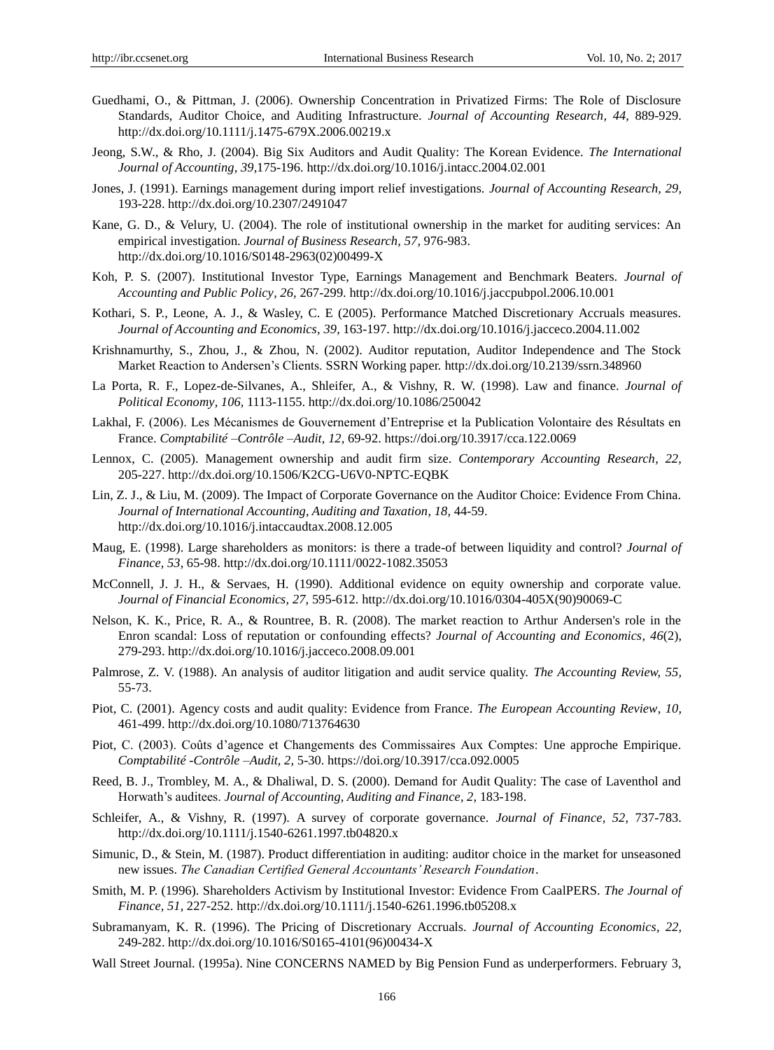Guedhami, O., & Pittman, J. (2006). Ownership Concentration in Privatized Firms: The Role of Disclosure Standards, Auditor Choice, and Auditing Infrastructure. *Journal of Accounting Research, 44,* 889-929. http://dx.doi.org/10.1111/j.1475-679X.2006.00219.x

Jeong, S.W., & Rho, J. (2004). Big Six Auditors and Audit Quality: The Korean Evidence. *The International Journal of Accounting, 39,*175-196. http://dx.doi.org/10.1016/j.intacc.2004.02.001

Jones, J. (1991). Earnings management during import relief investigations. *Journal of Accounting Research, 29,* 193-228. http://dx.doi.org/10.2307/2491047

Kane, G. D., & Velury, U. (2004). The role of institutional ownership in the market for auditing services: An empirical investigation. *Journal of Business Research, 57,* 976-983. http://dx.doi.org/10.1016/S0148-2963(02)00499-X

Koh, P. S. (2007). Institutional Investor Type, Earnings Management and Benchmark Beaters. *Journal of Accounting and Public Policy, 26,* 267-299. http://dx.doi.org/10.1016/j.jaccpubpol.2006.10.001

Kothari, S. P., Leone, A. J., & Wasley, C. E (2005). Performance Matched Discretionary Accruals measures. *Journal of Accounting and Economics, 39,* 163-197. http://dx.doi.org/10.1016/j.jacceco.2004.11.002

Krishnamurthy, S., Zhou, J., & Zhou, N. (2002). Auditor reputation, Auditor Independence and The Stock Market Reaction to Andersen's Clients. SSRN Working paper. http://dx.doi.org/10.2139/ssrn.348960

La Porta, R. F., Lopez-de-Silvanes, A., Shleifer, A., & Vishny, R. W. (1998). Law and finance. *Journal of Political Economy, 106,* 1113-1155. http://dx.doi.org/10.1086/250042

Lakhal, F. (2006). Les Mécanismes de Gouvernement d'Entreprise et la Publication Volontaire des Résultats en France. *Comptabilité –Contrôle –Audit, 12,* 69-92. https://doi.org/10.3917/cca.122.0069

Lennox, C. (2005). Management ownership and audit firm size. *Contemporary Accounting Research, 22,* 205-227. http://dx.doi.org/10.1506/K2CG-U6V0-NPTC-EQBK

Lin, Z. J., & Liu, M. (2009). The Impact of Corporate Governance on the Auditor Choice: Evidence From China. *Journal of International Accounting, Auditing and Taxation, 18,* 44-59. http://dx.doi.org/10.1016/j.intaccaudtax.2008.12.005

Maug, E. (1998). Large shareholders as monitors: is there a trade-of between liquidity and control? *Journal of Finance, 53,* 65-98. http://dx.doi.org/10.1111/0022-1082.35053

McConnell, J. J. H., & Servaes, H. (1990). Additional evidence on equity ownership and corporate value. *Journal of Financial Economics, 27,* 595-612. http://dx.doi.org/10.1016/0304-405X(90)90069-C

Nelson, K. K., Price, R. A., & Rountree, B. R. (2008). The market reaction to Arthur Andersen's role in the Enron scandal: Loss of reputation or confounding effects? *Journal of Accounting and Economics, 46*(2), 279-293. http://dx.doi.org/10.1016/j.jacceco.2008.09.001

Palmrose, Z. V. (1988). An analysis of auditor litigation and audit service quality. *The Accounting Review, 55,* 55-73.

Piot, C. (2001). Agency costs and audit quality: Evidence from France. *The European Accounting Review, 10,* 461-499. http://dx.doi.org/10.1080/713764630

Piot, C. (2003). Coûts d'agence et Changements des Commissaires Aux Comptes: Une approche Empirique. *Comptabilité -Contrôle –Audit, 2,* 5-30. https://doi.org/10.3917/cca.092.0005

Reed, B. J., Trombley, M. A., & Dhaliwal, D. S. (2000). Demand for Audit Quality: The case of Laventhol and Horwath's auditees. *Journal of Accounting, Auditing and Finance, 2,* 183-198.

Schleifer, A., & Vishny, R. (1997). A survey of corporate governance. *Journal of Finance, 52,* 737-783. http://dx.doi.org/10.1111/j.1540-6261.1997.tb04820.x

Simunic, D., & Stein, M. (1987). Product differentiation in auditing: auditor choice in the market for unseasoned new issues. *The Canadian Certified General Accountants' Research Foundation*.

Smith, M. P. (1996). Shareholders Activism by Institutional Investor: Evidence From CaalPERS. *The Journal of Finance, 51,* 227-252. http://dx.doi.org/10.1111/j.1540-6261.1996.tb05208.x

Subramanyam, K. R. (1996). The Pricing of Discretionary Accruals. *Journal of Accounting Economics, 22,* 249-282. http://dx.doi.org/10.1016/S0165-4101(96)00434-X

Wall Street Journal. (1995a). Nine CONCERNS NAMED by Big Pension Fund as underperformers. February 3,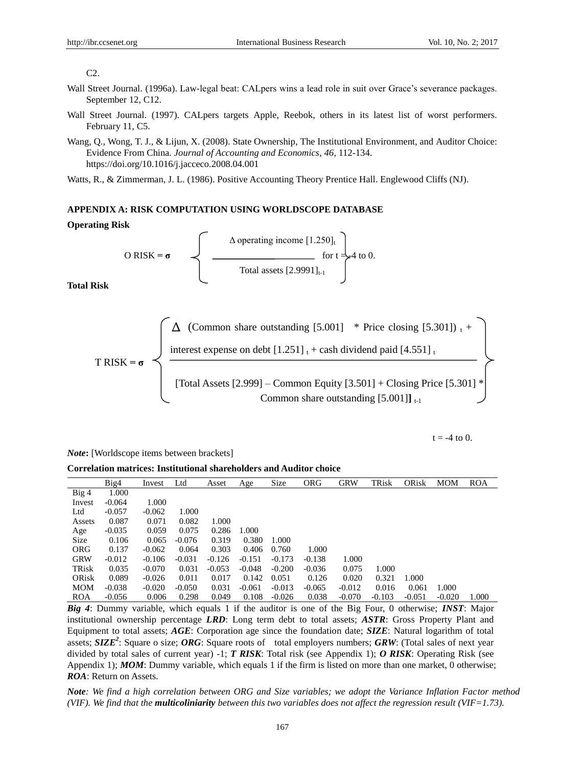C2.

Wall Street Journal. (1996a). Law-legal beat: CALpers wins a lead role in suit over Grace's severance packages. September 12, C12.

Wall Street Journal. (1997). CALpers targets Apple, Reebok, others in its latest list of worst performers. February 11, C5.

Wang, Q., Wong, T. J., & Lijun, X. (2008). State Ownership, The Institutional Environment, and Auditor Choice: Evidence From China. *Journal of Accounting and Economics, 46,* 112-134. https://doi.org/10.1016/j.jacceco.2008.04.001

Watts, R., & Zimmerman, J. L. (1986). Positive Accounting Theory Prentice Hall. Englewood Cliffs (NJ).

## APPENDIX A: RISK COMPUTATION USING WORLDSCOPE DATABASE

**Operating Risk**

$$\text{O RISK} = \boldsymbol{\sigma} \left\{ \frac{\Delta \text{ operating income } [1.250]_t}{\text{Total assets } [2.9991]_{t-1}} \right\} \text{ for } t = -4 \text{ to } 0.$$

**Total Risk**

$$\text{T RISK} = \boldsymbol{\sigma} \left\{ \frac{\Delta \left(\text{Common share outstanding } [5.001] * \text{Price closing } [5.301]\right)_t + \text{interest expense on debt } [1.251]_t + \text{cash dividend paid } [4.551]_t}{\left[\text{Total Assets } [2.999] - \text{Common Equity } [3.501] + \text{Closing Price } [5.301] * \text{Common share outstanding } [5.001]\right]_{t-1}} \right\}$$

$t = -4$ to 0.

***Note*:** [Worldscope items between brackets]

**Correlation matrices: Institutional shareholders and Auditor choice**

| | Big4 | Invest | Ltd | Asset | Age | Size | ORG | GRW | TRisk | ORisk | MOM | ROA |
|---|---|---|---|---|---|---|---|---|---|---|---|---|
| Big 4 | 1.000 | | | | | | | | | | | |
| Invest | -0.064 | 1.000 | | | | | | | | | | |
| Ltd | -0.057 | -0.062 | 1.000 | | | | | | | | | |
| Assets | 0.087 | 0.071 | 0.082 | 1.000 | | | | | | | | |
| Age | -0.035 | 0.059 | 0.075 | 0.286 | 1.000 | | | | | | | |
| Size | 0.106 | 0.065 | -0.076 | 0.319 | 0.380 | 1.000 | | | | | | |
| ORG | 0.137 | -0.062 | 0.064 | 0.303 | 0.406 | 0.760 | 1.000 | | | | | |
| GRW | -0.012 | -0.106 | -0.031 | -0.126 | -0.151 | -0.173 | -0.138 | 1.000 | | | | |
| TRisk | 0.035 | -0.070 | 0.031 | -0.053 | -0.048 | -0.200 | -0.036 | 0.075 | 1.000 | | | |
| ORisk | 0.089 | -0.026 | 0.011 | 0.017 | 0.142 | 0.051 | 0.126 | 0.020 | 0.321 | 1.000 | | |
| MOM | -0.038 | -0.020 | -0.050 | 0.031 | -0.061 | -0.013 | -0.065 | -0.012 | 0.016 | 0.061 | 1.000 | |
| ROA | -0.056 | 0.006 | 0.298 | 0.049 | 0.108 | -0.026 | 0.038 | -0.070 | -0.103 | -0.051 | -0.020 | 1.000 |

***Big 4***: Dummy variable, which equals 1 if the auditor is one of the Big Four, 0 otherwise; ***INST***: Major institutional ownership percentage ***LRD***: Long term debt to total assets; ***ASTR***: Gross Property Plant and Equipment to total assets; ***AGE***: Corporation age since the foundation date; ***SIZE***: Natural logarithm of total assets; ***SIZE²***: Square o size; ***ORG***: Square roots of total employers numbers; ***GRW***: (Total sales of next year divided by total sales of current year) -1; ***T RISK***: Total risk (see Appendix 1); ***O RISK***: Operating Risk (see Appendix 1); ***MOM***: Dummy variable, which equals 1 if the firm is listed on more than one market, 0 otherwise; ***ROA***: Return on Assets.

***Note****: We find a high correlation between ORG and Size variables; we adopt the Variance Inflation Factor method (VIF). We find that the* ***multicoliniarity*** *between this two variables does not affect the regression result (VIF=1.73).*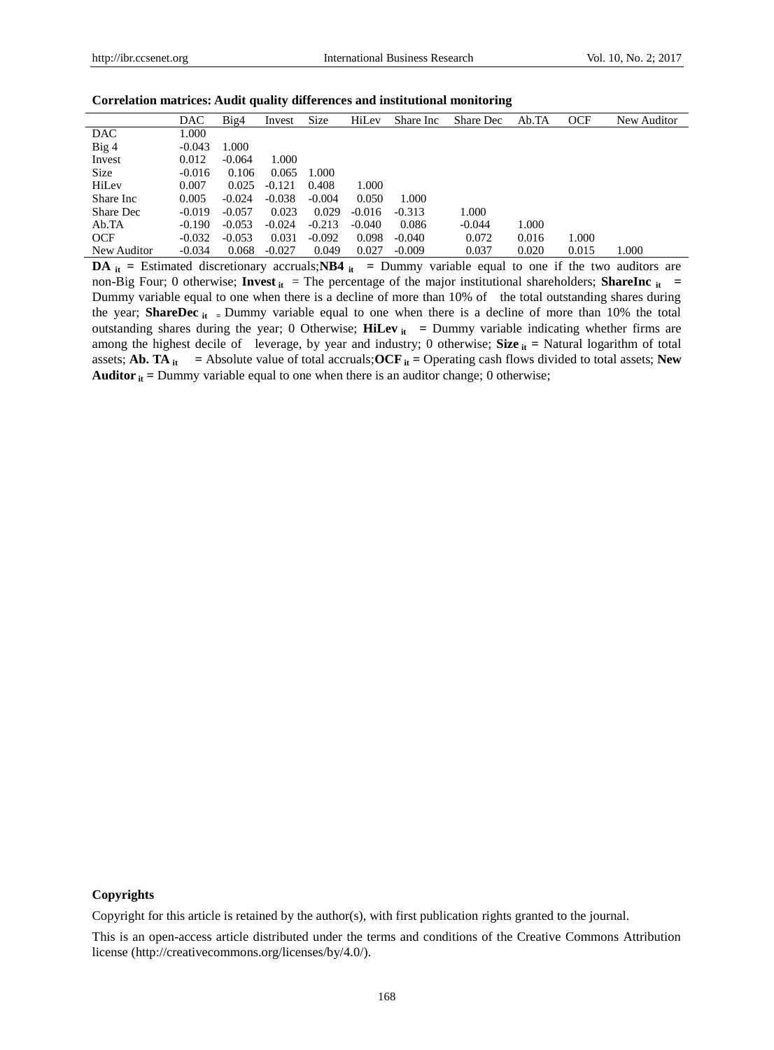**Correlation matrices: Audit quality differences and institutional monitoring**

| | DAC | Big4 | Invest | Size | HiLev | Share Inc | Share Dec | Ab.TA | OCF | New Auditor |
|---|---|---|---|---|---|---|---|---|---|---|
| DAC | 1.000 | | | | | | | | | |
| Big 4 | -0.043 | 1.000 | | | | | | | | |
| Invest | 0.012 | -0.064 | 1.000 | | | | | | | |
| Size | -0.016 | 0.106 | 0.065 | 1.000 | | | | | | |
| HiLev | 0.007 | 0.025 | -0.121 | 0.408 | 1.000 | | | | | |
| Share Inc | 0.005 | -0.024 | -0.038 | -0.004 | 0.050 | 1.000 | | | | |
| Share Dec | -0.019 | -0.057 | 0.023 | 0.029 | -0.016 | -0.313 | 1.000 | | | |
| Ab.TA | -0.190 | -0.053 | -0.024 | -0.213 | -0.040 | 0.086 | -0.044 | 1.000 | | |
| OCF | -0.032 | -0.053 | 0.031 | -0.092 | 0.098 | -0.040 | 0.072 | 0.016 | 1.000 | |
| New Auditor | -0.034 | 0.068 | -0.027 | 0.049 | 0.027 | -0.009 | 0.037 | 0.020 | 0.015 | 1.000 |

**DA** $_{it}$ **=** Estimated discretionary accruals;**NB4** $_{it}$ **=** Dummy variable equal to one if the two auditors are non-Big Four; 0 otherwise; **Invest** $_{it}$ = The percentage of the major institutional shareholders; **ShareInc** $_{it}$ **=** Dummy variable equal to one when there is a decline of more than 10% of the total outstanding shares during the year; **ShareDec** $_{it}$ = Dummy variable equal to one when there is a decline of more than 10% the total outstanding shares during the year; 0 Otherwise; **HiLev** $_{it}$ **=** Dummy variable indicating whether firms are among the highest decile of leverage, by year and industry; 0 otherwise; **Size** $_{it}$ **=** Natural logarithm of total assets; **Ab. TA** $_{it}$ **=** Absolute value of total accruals;**OCF** $_{it}$ **=** Operating cash flows divided to total assets; **New Auditor** $_{it}$ **=** Dummy variable equal to one when there is an auditor change; 0 otherwise;

**Copyrights**

Copyright for this article is retained by the author(s), with first publication rights granted to the journal.

This is an open-access article distributed under the terms and conditions of the Creative Commons Attribution license (http://creativecommons.org/licenses/by/4.0/).